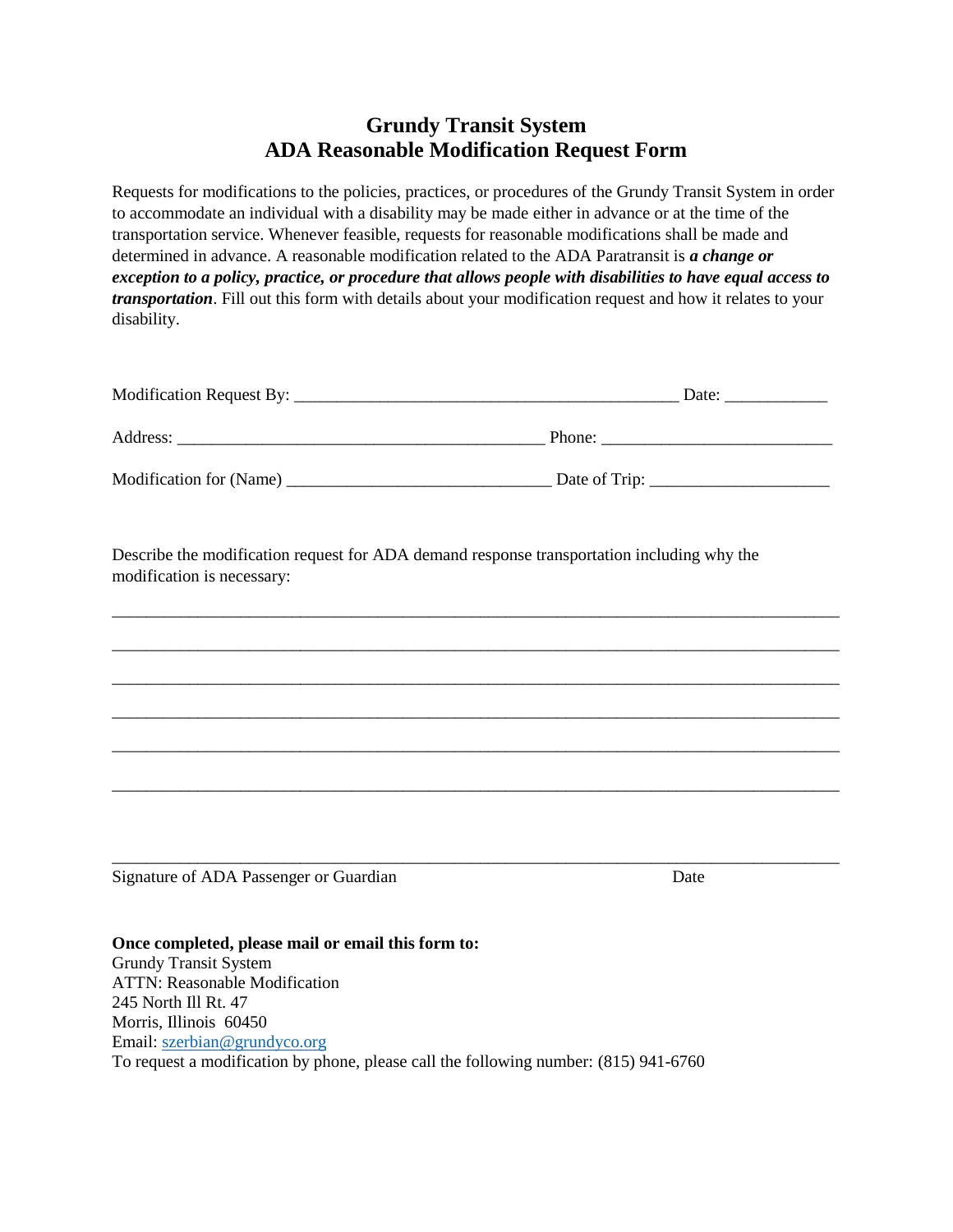# Grundy Transit System
# ADA Reasonable Modification Request Form

Requests for modifications to the policies, practices, or procedures of the Grundy Transit System in order to accommodate an individual with a disability may be made either in advance or at the time of the transportation service. Whenever feasible, requests for reasonable modifications shall be made and determined in advance. A reasonable modification related to the ADA Paratransit is ***a change or exception to a policy, practice, or procedure that allows people with disabilities to have equal access to transportation***. Fill out this form with details about your modification request and how it relates to your disability.

Modification Request By: _____________________________________________ Date: ____________

Address: ___________________________________________ Phone: ___________________________

Modification for (Name) _______________________________ Date of Trip: _____________________

Describe the modification request for ADA demand response transportation including why the modification is necessary:

_____________________________________________________________________________________

_____________________________________________________________________________________

_____________________________________________________________________________________

_____________________________________________________________________________________

_____________________________________________________________________________________

_____________________________________________________________________________________

_____________________________________________________________________________________

Signature of ADA Passenger or Guardian                                                                 Date

**Once completed, please mail or email this form to:**
Grundy Transit System
ATTN: Reasonable Modification
245 North Ill Rt. 47
Morris, Illinois 60450
Email: szerbian@grundyco.org
To request a modification by phone, please call the following number: (815) 941-6760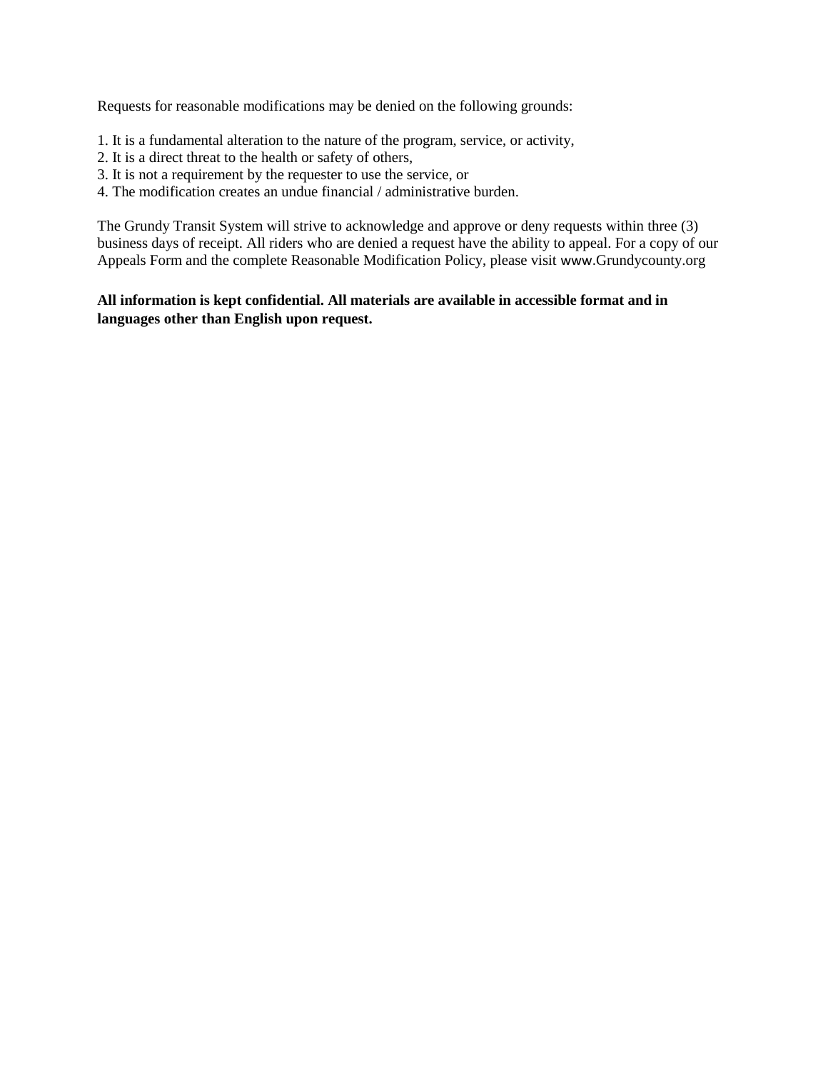Requests for reasonable modifications may be denied on the following grounds:

1. It is a fundamental alteration to the nature of the program, service, or activity,
2. It is a direct threat to the health or safety of others,
3. It is not a requirement by the requester to use the service, or
4. The modification creates an undue financial / administrative burden.

The Grundy Transit System will strive to acknowledge and approve or deny requests within three (3) business days of receipt. All riders who are denied a request have the ability to appeal. For a copy of our Appeals Form and the complete Reasonable Modification Policy, please visit www.Grundycounty.org

**All information is kept confidential. All materials are available in accessible format and in languages other than English upon request.**